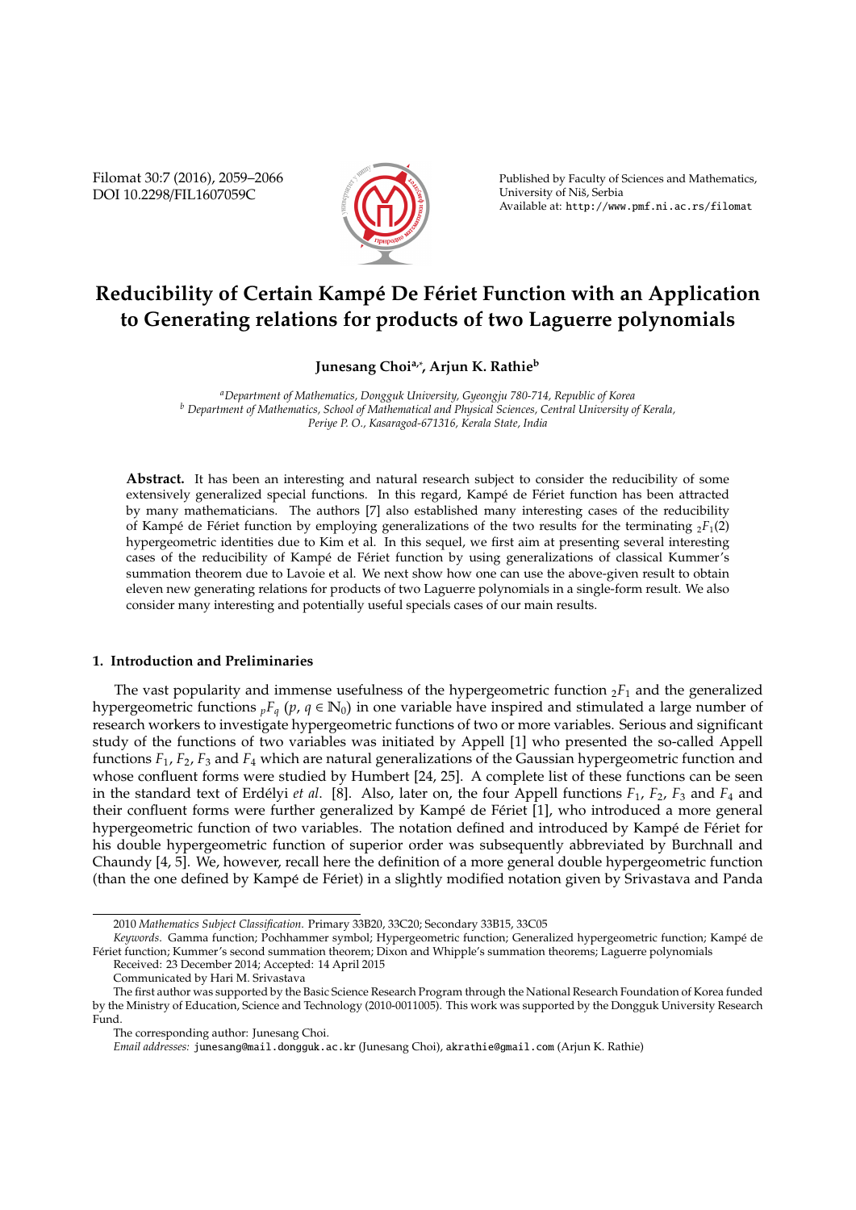# Reducibility of Certain Kampé De Fériet Function with an Application to Generating relations for products of two Laguerre polynomials

**Junesang Choi[a,*], Arjun K. Rathie[b]**

[a]*Department of Mathematics, Dongguk University, Gyeongju 780-714, Republic of Korea*
[b] *Department of Mathematics, School of Mathematical and Physical Sciences, Central University of Kerala, Periye P. O., Kasaragod-671316, Kerala State, India*

**Abstract.** It has been an interesting and natural research subject to consider the reducibility of some extensively generalized special functions. In this regard, Kampé de Fériet function has been attracted by many mathematicians. The authors [7] also established many interesting cases of the reducibility of Kampé de Fériet function by employing generalizations of the two results for the terminating ${}_2F_1(2)$ hypergeometric identities due to Kim et al. In this sequel, we first aim at presenting several interesting cases of the reducibility of Kampé de Fériet function by using generalizations of classical Kummer's summation theorem due to Lavoie et al. We next show how one can use the above-given result to obtain eleven new generating relations for products of two Laguerre polynomials in a single-form result. We also consider many interesting and potentially useful specials cases of our main results.

## 1. Introduction and Preliminaries

The vast popularity and immense usefulness of the hypergeometric function ${}_2F_1$ and the generalized hypergeometric functions ${}_pF_q$ ($p$, $q \in \mathbb{N}_0$) in one variable have inspired and stimulated a large number of research workers to investigate hypergeometric functions of two or more variables. Serious and significant study of the functions of two variables was initiated by Appell [1] who presented the so-called Appell functions $F_1$, $F_2$, $F_3$ and $F_4$ which are natural generalizations of the Gaussian hypergeometric function and whose confluent forms were studied by Humbert [24, 25]. A complete list of these functions can be seen in the standard text of Erdélyi *et al.* [8]. Also, later on, the four Appell functions $F_1$, $F_2$, $F_3$ and $F_4$ and their confluent forms were further generalized by Kampé de Fériet [1], who introduced a more general hypergeometric function of two variables. The notation defined and introduced by Kampé de Fériet for his double hypergeometric function of superior order was subsequently abbreviated by Burchnall and Chaundy [4, 5]. We, however, recall here the definition of a more general double hypergeometric function (than the one defined by Kampé de Fériet) in a slightly modified notation given by Srivastava and Panda

---

2010 *Mathematics Subject Classification.* Primary 33B20, 33C20; Secondary 33B15, 33C05

*Keywords.* Gamma function; Pochhammer symbol; Hypergeometric function; Generalized hypergeometric function; Kampé de Fériet function; Kummer's second summation theorem; Dixon and Whipple's summation theorems; Laguerre polynomials

Received: 23 December 2014; Accepted: 14 April 2015

Communicated by Hari M. Srivastava

The first author was supported by the Basic Science Research Program through the National Research Foundation of Korea funded by the Ministry of Education, Science and Technology (2010-0011005). This work was supported by the Dongguk University Research Fund.

The corresponding author: Junesang Choi.

*Email addresses:* junesang@mail.dongguk.ac.kr (Junesang Choi), akrathie@gmail.com (Arjun K. Rathie)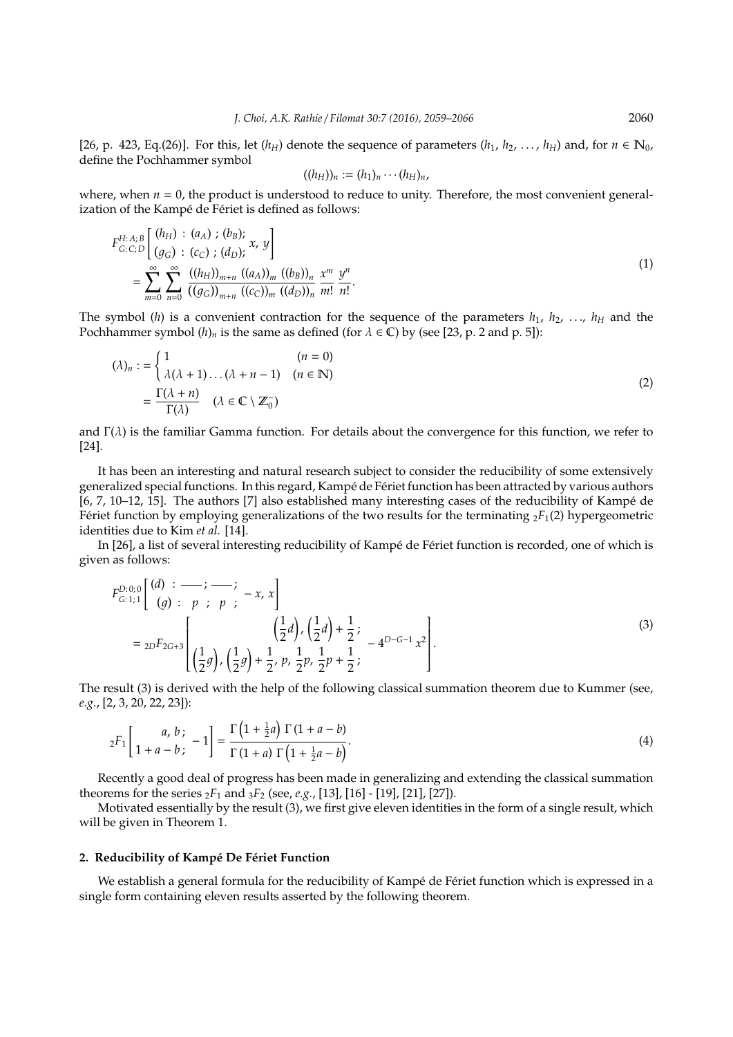[26, p. 423, Eq.(26)]. For this, let $(h_H)$ denote the sequence of parameters $(h_1, h_2, \ldots, h_H)$ and, for $n \in \mathbb{N}_0$, define the Pochhammer symbol

$$((h_H))_n := (h_1)_n \cdots (h_H)_n,$$

where, when $n = 0$, the product is understood to reduce to unity. Therefore, the most convenient generalization of the Kampé de Fériet is defined as follows:

$$
\begin{aligned}
&F^{H:A;B}_{G:C;D}\left[\begin{matrix}(h_H)\,:\,(a_A)\,;\,(b_B);\\(g_G)\,:\,(c_C)\,;\,(d_D);\end{matrix}\,x,\,y\right]\\
&= \sum_{m=0}^{\infty}\sum_{n=0}^{\infty}\frac{((h_H))_{m+n}\,((a_A))_m\,((b_B))_n}{((g_G))_{m+n}\,((c_C))_m\,((d_D))_n}\,\frac{x^m}{m!}\,\frac{y^n}{n!}.
\end{aligned}
\tag{1}
$$

The symbol $(h)$ is a convenient contraction for the sequence of the parameters $h_1, h_2, \ldots, h_H$ and the Pochhammer symbol $(h)_n$ is the same as defined (for $\lambda \in \mathbb{C}$) by (see [23, p. 2 and p. 5]):

$$
\begin{aligned}
(\lambda)_n :&= \begin{cases}1 & (n = 0)\\ \lambda(\lambda+1)\ldots(\lambda+n-1) & (n \in \mathbb{N})\end{cases}\\
&= \frac{\Gamma(\lambda+n)}{\Gamma(\lambda)} \quad (\lambda \in \mathbb{C}\setminus\mathbb{Z}_0^-)
\end{aligned}
\tag{2}
$$

and $\Gamma(\lambda)$ is the familiar Gamma function. For details about the convergence for this function, we refer to [24].

It has been an interesting and natural research subject to consider the reducibility of some extensively generalized special functions. In this regard, Kampé de Fériet function has been attracted by various authors [6, 7, 10–12, 15]. The authors [7] also established many interesting cases of the reducibility of Kampé de Fériet function by employing generalizations of the two results for the terminating ${}_2F_1(2)$ hypergeometric identities due to Kim *et al.* [14].

In [26], a list of several interesting reducibility of Kampé de Fériet function is recorded, one of which is given as follows:

$$
\begin{aligned}
&F^{D:0;0}_{G:1;1}\left[\begin{matrix}(d)\,:\,\text{---}\,;\,\text{---}\,;\\(g)\,:\,\;p\;\,;\;\,p\;\,;\end{matrix}\,-x,\,x\right]\\
&= {}_{2D}F_{2G+3}\left[\begin{matrix}\left(\frac{1}{2}d\right),\,\left(\frac{1}{2}d\right)+\frac{1}{2}\,;\\ \left(\frac{1}{2}g\right),\,\left(\frac{1}{2}g\right)+\frac{1}{2},\,p,\,\frac{1}{2}p,\,\frac{1}{2}p+\frac{1}{2}\,;\end{matrix}\,-4^{D-G-1}\,x^2\right].
\end{aligned}
\tag{3}
$$

The result (3) is derived with the help of the following classical summation theorem due to Kummer (see, *e.g.*, [2, 3, 20, 22, 23]):

$$
{}_2F_1\left[\begin{matrix}a,\,b\,;\\1+a-b\,;\end{matrix}\,-1\right] = \frac{\Gamma\left(1+\frac{1}{2}a\right)\,\Gamma\left(1+a-b\right)}{\Gamma\left(1+a\right)\,\Gamma\left(1+\frac{1}{2}a-b\right)}.
\tag{4}
$$

Recently a good deal of progress has been made in generalizing and extending the classical summation theorems for the series ${}_2F_1$ and ${}_3F_2$ (see, *e.g.*, [13], [16] - [19], [21], [27]).

Motivated essentially by the result (3), we first give eleven identities in the form of a single result, which will be given in Theorem 1.

## 2. Reducibility of Kampé De Fériet Function

We establish a general formula for the reducibility of Kampé de Fériet function which is expressed in a single form containing eleven results asserted by the following theorem.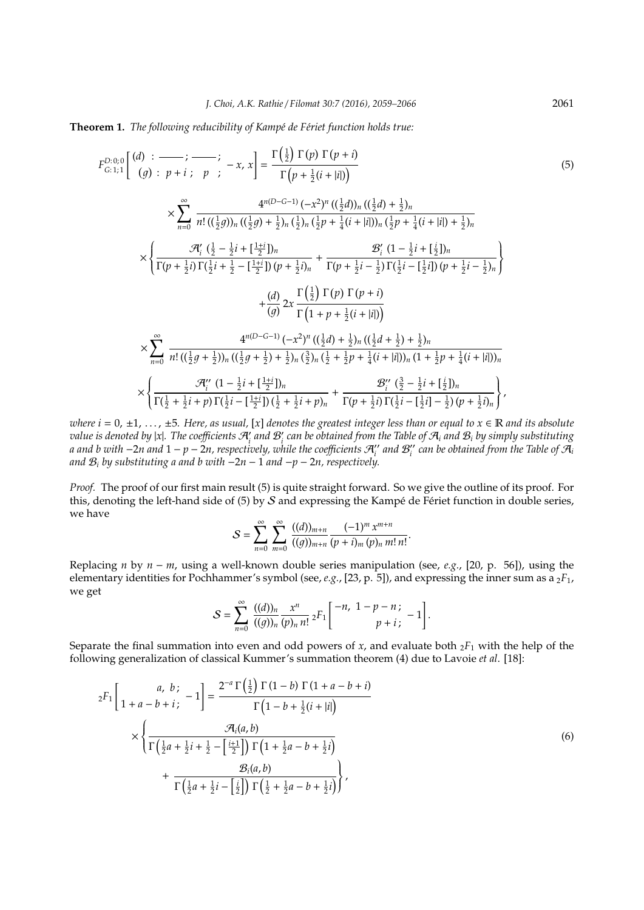**Theorem 1.** *The following reducibility of Kampé de Fériet function holds true:*

$$
F^{D:0;0}_{G:1;1}\left[\begin{matrix}(d) & : & \text{——} ; & \text{——} ; \\ (g) & : & p+i \,; & p \;\; ; \end{matrix}\; -x,\, x\right] = \frac{\Gamma\left(\frac{1}{2}\right)\Gamma(p)\,\Gamma(p+i)}{\Gamma\left(p+\frac{1}{2}(i+|i|)\right)} \tag{5}
$$

$$
\times \sum_{n=0}^{\infty} \frac{4^{n(D-G-1)}\,(-x^2)^n\,((\frac{1}{2}d))_n\,((\frac{1}{2}d)+\frac{1}{2})_n}{n!\,((\frac{1}{2}g))_n\,((\frac{1}{2}g)+\frac{1}{2})_n\,(\frac{1}{2})_n\,(\frac{1}{2}p+\frac{1}{4}(i+|i|))_n\,(\frac{1}{2}p+\frac{1}{4}(i+|i|)+\frac{1}{2})_n}
$$

$$
\times \left\{ \frac{\mathcal{A}_i'\;(\frac{1}{2}-\frac{1}{2}i+[\frac{1+i}{2}])_n}{\Gamma(p+\frac{1}{2}i)\,\Gamma(\frac{1}{2}i+\frac{1}{2}-[\frac{1+i}{2}])\,(p+\frac{1}{2}i)_n} + \frac{\mathcal{B}_i'\;(1-\frac{1}{2}i+[\frac{i}{2}])_n}{\Gamma(p+\frac{1}{2}i-\frac{1}{2})\,\Gamma(\frac{1}{2}i-[\frac{1}{2}i])\,(p+\frac{1}{2}i-\frac{1}{2})_n} \right\}
$$

$$
+\frac{(d)}{(g)}\,2x\,\frac{\Gamma\left(\frac{1}{2}\right)\Gamma(p)\,\Gamma(p+i)}{\Gamma\left(1+p+\frac{1}{2}(i+|i|)\right)}
$$

$$
\times \sum_{n=0}^{\infty} \frac{4^{n(D-G-1)}\,(-x^2)^n\,((\frac{1}{2}d)+\frac{1}{2})_n\,((\frac{1}{2}d+\frac{1}{2})+\frac{1}{2})_n}{n!\,((\frac{1}{2}g+\frac{1}{2}))_n\,((\frac{1}{2}g+\frac{1}{2})+\frac{1}{2})_n\,(\frac{3}{2})_n\,(\frac{1}{2}+\frac{1}{2}p+\frac{1}{4}(i+|i|))_n\,(1+\frac{1}{2}p+\frac{1}{4}(i+|i|))_n}
$$

$$
\times \left\{ \frac{\mathcal{A}_i''\;(1-\frac{1}{2}i+[\frac{1+i}{2}])_n}{\Gamma(\frac{1}{2}+\frac{1}{2}i+p)\,\Gamma(\frac{1}{2}i-[\frac{1+i}{2}])\,(\frac{1}{2}+\frac{1}{2}i+p)_n} + \frac{\mathcal{B}_i''\;(\frac{3}{2}-\frac{1}{2}i+[\frac{i}{2}])_n}{\Gamma(p+\frac{1}{2}i)\,\Gamma(\frac{1}{2}i-[\frac{1}{2}i]-\frac{1}{2})\,(p+\frac{1}{2}i)_n} \right\},
$$

*where* $i = 0, \pm 1, \ldots, \pm 5$. *Here, as usual,* $[x]$ *denotes the greatest integer less than or equal to* $x \in \mathbb{R}$ *and its absolute value is denoted by* $|x|$. *The coefficients* $\mathcal{A}_i'$ *and* $\mathcal{B}_i'$ *can be obtained from the Table of* $\mathcal{A}_i$ *and* $\mathcal{B}_i$ *by simply substituting* $a$ *and* $b$ *with* $-2n$ *and* $1-p-2n$, *respectively, while the coefficients* $\mathcal{A}_i''$ *and* $\mathcal{B}_i''$ *can be obtained from the Table of* $\mathcal{A}_i$ *and* $\mathcal{B}_i$ *by substituting* $a$ *and* $b$ *with* $-2n-1$ *and* $-p-2n$, *respectively.*

*Proof.* The proof of our first main result (5) is quite straight forward. So we give the outline of its proof. For this, denoting the left-hand side of (5) by $\mathcal{S}$ and expressing the Kampé de Fériet function in double series, we have

$$
\mathcal{S} = \sum_{n=0}^{\infty}\sum_{m=0}^{\infty} \frac{((d))_{m+n}}{((g))_{m+n}}\,\frac{(-1)^m\,x^{m+n}}{(p+i)_m\,(p)_n\,m!\,n!}.
$$

Replacing $n$ by $n-m$, using a well-known double series manipulation (see, *e.g.*, [20, p. 56]), using the elementary identities for Pochhammer's symbol (see, *e.g.*, [23, p. 5]), and expressing the inner sum as a ${}_2F_1$, we get

$$
\mathcal{S} = \sum_{n=0}^{\infty} \frac{((d))_n}{((g))_n}\,\frac{x^n}{(p)_n\,n!}\;{}_2F_1\left[\begin{matrix}-n,\; 1-p-n\,; \\ p+i\,; \end{matrix}\; -1\right].
$$

Separate the final summation into even and odd powers of $x$, and evaluate both ${}_2F_1$ with the help of the following generalization of classical Kummer's summation theorem (4) due to Lavoie *et al*. [18]:

$$
{}_2F_1\left[\begin{matrix}a,\; b\,; \\ 1+a-b+i\,; \end{matrix}\; -1\right] = \frac{2^{-a}\,\Gamma\left(\frac{1}{2}\right)\Gamma(1-b)\,\Gamma(1+a-b+i)}{\Gamma\left(1-b+\frac{1}{2}(i+|i|\right)}
$$

$$
\times \left\{ \frac{\mathcal{A}_i(a,b)}{\Gamma\left(\frac{1}{2}a+\frac{1}{2}i+\frac{1}{2}-\left[\frac{i+1}{2}\right]\right)\Gamma\left(1+\frac{1}{2}a-b+\frac{1}{2}i\right)} + \frac{\mathcal{B}_i(a,b)}{\Gamma\left(\frac{1}{2}a+\frac{1}{2}i-\left[\frac{i}{2}\right]\right)\Gamma\left(\frac{1}{2}+\frac{1}{2}a-b+\frac{1}{2}i\right)} \right\}, \tag{6}
$$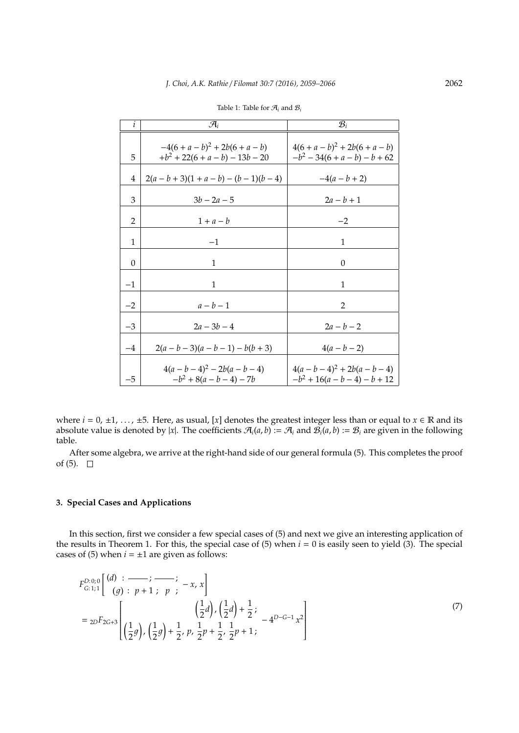Table 1: Table for $\mathcal{A}_i$ and $\mathcal{B}_i$

| $i$ | $\mathcal{A}_i$ | $\mathcal{B}_i$ |
|---|---|---|
| 5 | $-4(6+a-b)^2+2b(6+a-b)$ $+b^2+22(6+a-b)-13b-20$ | $4(6+a-b)^2+2b(6+a-b)$ $-b^2-34(6+a-b)-b+62$ |
| 4 | $2(a-b+3)(1+a-b)-(b-1)(b-4)$ | $-4(a-b+2)$ |
| 3 | $3b-2a-5$ | $2a-b+1$ |
| 2 | $1+a-b$ | $-2$ |
| 1 | $-1$ | $1$ |
| 0 | $1$ | $0$ |
| $-1$ | $1$ | $1$ |
| $-2$ | $a-b-1$ | $2$ |
| $-3$ | $2a-3b-4$ | $2a-b-2$ |
| $-4$ | $2(a-b-3)(a-b-1)-b(b+3)$ | $4(a-b-2)$ |
| $-5$ | $4(a-b-4)^2-2b(a-b-4)$ $-b^2+8(a-b-4)-7b$ | $4(a-b-4)^2+2b(a-b-4)$ $-b^2+16(a-b-4)-b+12$ |

where $i = 0, \pm 1, \ldots, \pm 5$. Here, as usual, $[x]$ denotes the greatest integer less than or equal to $x \in \mathbb{R}$ and its absolute value is denoted by $|x|$. The coefficients $\mathcal{A}_i(a,b) := \mathcal{A}_i$ and $\mathcal{B}_i(a,b) := \mathcal{B}_i$ are given in the following table.

After some algebra, we arrive at the right-hand side of our general formula (5). This completes the proof of (5). □

## 3. Special Cases and Applications

In this section, first we consider a few special cases of (5) and next we give an interesting application of the results in Theorem 1. For this, the special case of (5) when $i = 0$ is easily seen to yield (3). The special cases of (5) when $i = \pm 1$ are given as follows:

$$
\begin{aligned}
&F^{D:0;0}_{G:1;1}\left[\begin{matrix}(d) & : & \text{——}\,; & \text{——}\,; \\ (g) & : & p+1\,; & p\,;\end{matrix}\; -x,\, x\right] \\
&= {}_{2D}F_{2G+3}\left[\begin{matrix} \left(\frac{1}{2}d\right),\, \left(\frac{1}{2}d\right)+\frac{1}{2}\,; \\ \left(\frac{1}{2}g\right),\, \left(\frac{1}{2}g\right)+\frac{1}{2},\, p,\, \frac{1}{2}p+\frac{1}{2},\, \frac{1}{2}p+1\,; \end{matrix}\; -4^{D-G-1}\,x^2\right]
\end{aligned} \tag{7}
$$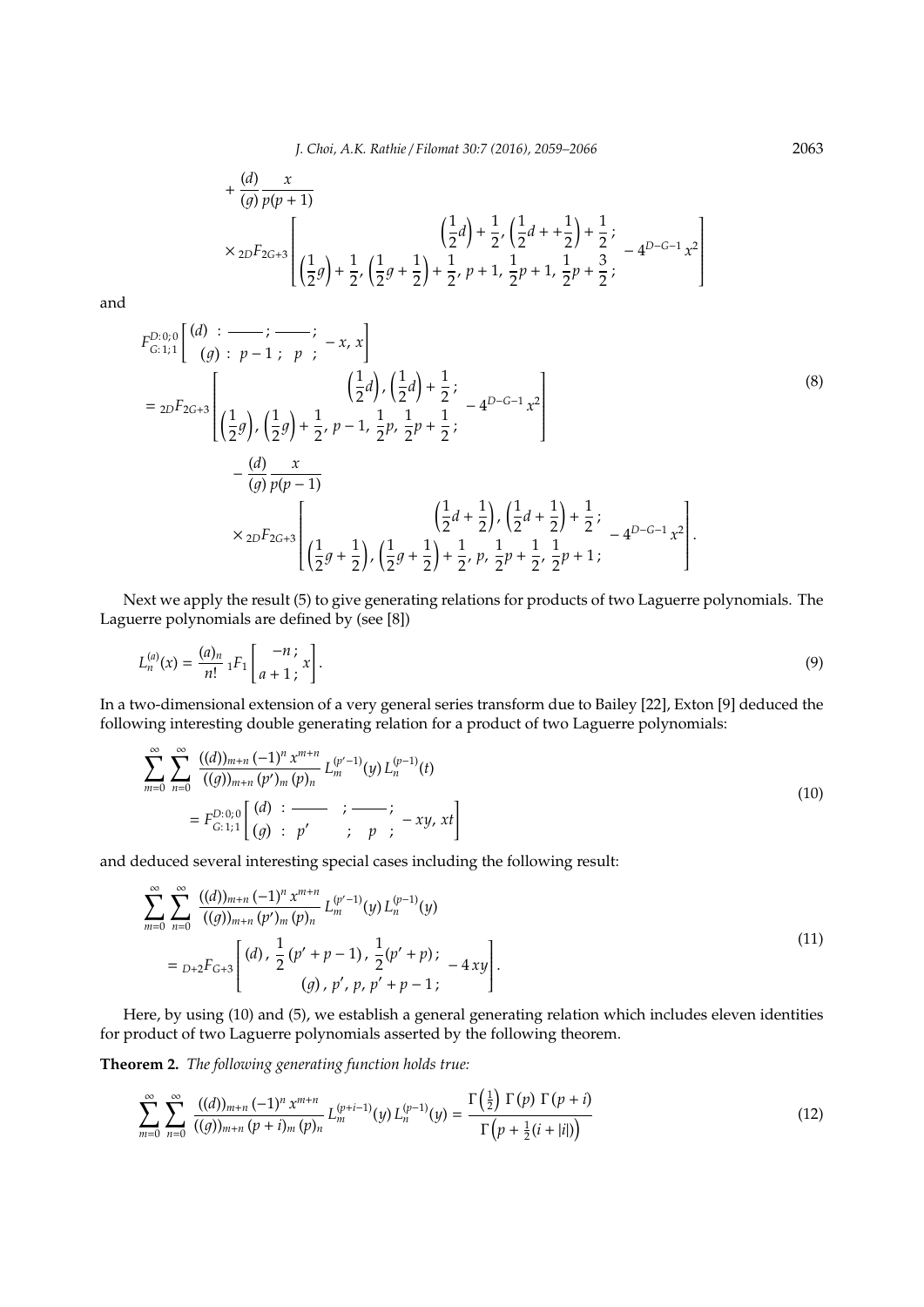$$
+ \frac{(d)}{(g)} \frac{x}{p(p+1)}
$$

$$
\times {}_{2D}F_{2G+3}\left[\begin{array}{c} \left(\frac{1}{2}d\right)+\frac{1}{2},\, \left(\frac{1}{2}d++\frac{1}{2}\right)+\frac{1}{2}\,; \\ \left(\frac{1}{2}g\right)+\frac{1}{2},\, \left(\frac{1}{2}g+\frac{1}{2}\right)+\frac{1}{2},\, p+1,\, \frac{1}{2}p+1,\, \frac{1}{2}p+\frac{3}{2}\,; \end{array} -4^{D-G-1}\, x^2\right]
$$

and

$$
\begin{aligned}
&F^{D:0;0}_{G:1;1}\left[\begin{array}{l} (d)\ :\ \text{——}\ ;\ \text{——}\ ; \\ (g)\ :\ p-1\ ;\ \ p\ \ ; \end{array} -x,\, x\right] \\
&= {}_{2D}F_{2G+3}\left[\begin{array}{c} \left(\frac{1}{2}d\right),\, \left(\frac{1}{2}d\right)+\frac{1}{2}\,; \\ \left(\frac{1}{2}g\right),\, \left(\frac{1}{2}g\right)+\frac{1}{2},\, p-1,\, \frac{1}{2}p,\, \frac{1}{2}p+\frac{1}{2}\,; \end{array} -4^{D-G-1}\, x^2\right] \\
&\qquad - \frac{(d)}{(g)} \frac{x}{p(p-1)} \\
&\qquad \times {}_{2D}F_{2G+3}\left[\begin{array}{c} \left(\frac{1}{2}d+\frac{1}{2}\right),\, \left(\frac{1}{2}d+\frac{1}{2}\right)+\frac{1}{2}\,; \\ \left(\frac{1}{2}g+\frac{1}{2}\right),\, \left(\frac{1}{2}g+\frac{1}{2}\right)+\frac{1}{2},\, p,\, \frac{1}{2}p+\frac{1}{2},\, \frac{1}{2}p+1\,; \end{array} -4^{D-G-1}\, x^2\right].
\end{aligned} \tag{8}
$$

Next we apply the result (5) to give generating relations for products of two Laguerre polynomials. The Laguerre polynomials are defined by (see [8])

$$
L^{(a)}_n(x) = \frac{(a)_n}{n!}\, {}_1F_1\left[\begin{array}{c} -n\,; \\ a+1\,; \end{array} x\right]. \tag{9}
$$

In a two-dimensional extension of a very general series transform due to Bailey [22], Exton [9] deduced the following interesting double generating relation for a product of two Laguerre polynomials:

$$
\begin{aligned}
&\sum_{m=0}^{\infty}\sum_{n=0}^{\infty} \frac{((d))_{m+n}\,(-1)^n\, x^{m+n}}{((g))_{m+n}\,(p')_m\,(p)_n}\, L^{(p'-1)}_m(y)\, L^{(p-1)}_n(t) \\
&\qquad = F^{D:0;0}_{G:1;1}\left[\begin{array}{l} (d)\ :\ \text{——}\ \ ;\ \text{——}\ ; \\ (g)\ :\ p'\ \ \ ;\ \ p\ \ ; \end{array} -xy,\, xt\right]
\end{aligned} \tag{10}
$$

and deduced several interesting special cases including the following result:

$$
\begin{aligned}
&\sum_{m=0}^{\infty}\sum_{n=0}^{\infty} \frac{((d))_{m+n}\,(-1)^n\, x^{m+n}}{((g))_{m+n}\,(p')_m\,(p)_n}\, L^{(p'-1)}_m(y)\, L^{(p-1)}_n(y) \\
&\qquad = {}_{D+2}F_{G+3}\left[\begin{array}{c} (d),\, \frac{1}{2}\,(p'+p-1)\,,\, \frac{1}{2}(p'+p)\,; \\ (g)\,,\, p',\, p,\, p'+p-1\,; \end{array} -4\,xy\right].
\end{aligned} \tag{11}
$$

Here, by using (10) and (5), we establish a general generating relation which includes eleven identities for product of two Laguerre polynomials asserted by the following theorem.

**Theorem 2.** *The following generating function holds true:*

$$
\sum_{m=0}^{\infty}\sum_{n=0}^{\infty} \frac{((d))_{m+n}\,(-1)^n\, x^{m+n}}{((g))_{m+n}\,(p+i)_m\,(p)_n}\, L^{(p+i-1)}_m(y)\, L^{(p-1)}_n(y) = \frac{\Gamma\left(\frac{1}{2}\right)\,\Gamma(p)\,\Gamma(p+i)}{\Gamma\left(p+\frac{1}{2}(i+|i|)\right)} \tag{12}
$$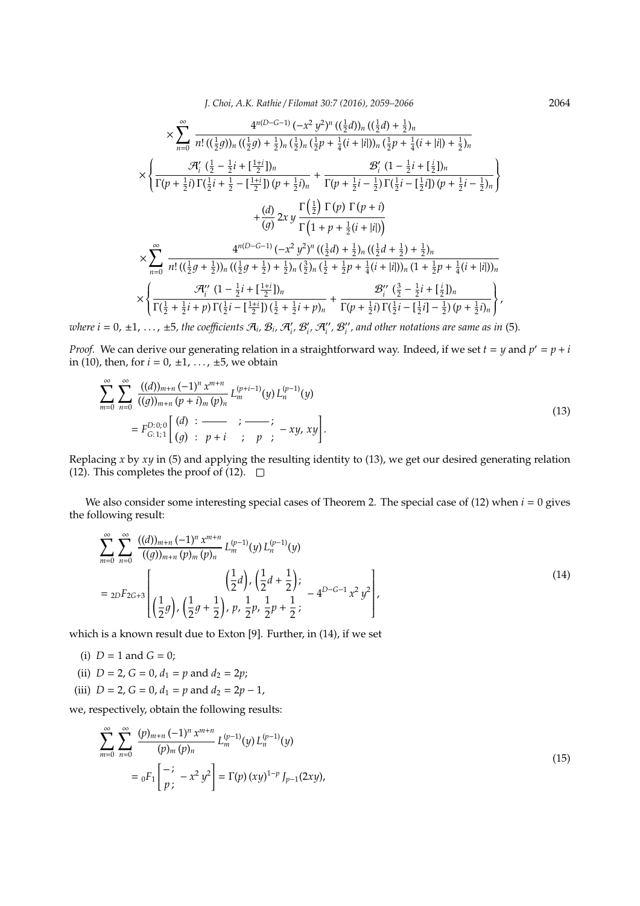$$\times \sum_{n=0}^{\infty} \frac{4^{n(D-G-1)} (-x^2 y^2)^n ((\frac{1}{2}d))_n ((\frac{1}{2}d)+\frac{1}{2})_n}{n! ((\frac{1}{2}g))_n ((\frac{1}{2}g)+\frac{1}{2})_n (\frac{1}{2})_n (\frac{1}{2}p+\frac{1}{4}(i+|i|))_n (\frac{1}{2}p+\frac{1}{4}(i+|i|)+\frac{1}{2})_n}$$

$$\times \left\{ \frac{\mathcal{A}_i' \, (\frac{1}{2}-\frac{1}{2}i+[\frac{1+i}{2}])_n}{\Gamma(p+\frac{1}{2}i)\,\Gamma(\frac{1}{2}i+\frac{1}{2}-[\frac{1+i}{2}])\,(p+\frac{1}{2}i)_n} + \frac{\mathcal{B}_i' \, (1-\frac{1}{2}i+[\frac{i}{2}])_n}{\Gamma(p+\frac{1}{2}i-\frac{1}{2})\,\Gamma(\frac{1}{2}i-[\frac{1}{2}i])\,(p+\frac{1}{2}i-\frac{1}{2})_n} \right\}$$

$$+ \frac{(d)}{(g)}\, 2x\, y\, \frac{\Gamma\left(\frac{1}{2}\right)\, \Gamma(p)\, \Gamma(p+i)}{\Gamma\left(1+p+\frac{1}{2}(i+|i|)\right)}$$

$$\times \sum_{n=0}^{\infty} \frac{4^{n(D-G-1)} (-x^2 y^2)^n ((\frac{1}{2}d)+\frac{1}{2})_n ((\frac{1}{2}d+\frac{1}{2})+\frac{1}{2})_n}{n! ((\frac{1}{2}g+\frac{1}{2}))_n ((\frac{1}{2}g+\frac{1}{2})+\frac{1}{2})_n (\frac{3}{2})_n (\frac{1}{2}+\frac{1}{2}p+\frac{1}{4}(i+|i|))_n (1+\frac{1}{2}p+\frac{1}{4}(i+|i|))_n}$$

$$\times \left\{ \frac{\mathcal{A}_i'' \, (1-\frac{1}{2}i+[\frac{1+i}{2}])_n}{\Gamma(\frac{1}{2}+\frac{1}{2}i+p)\,\Gamma(\frac{1}{2}i-[\frac{1+i}{2}])\,(\frac{1}{2}+\frac{1}{2}i+p)_n} + \frac{\mathcal{B}_i'' \, (\frac{3}{2}-\frac{1}{2}i+[\frac{i}{2}])_n}{\Gamma(p+\frac{1}{2}i)\,\Gamma(\frac{1}{2}i-[\frac{1}{2}i]-\frac{1}{2})\,(p+\frac{1}{2}i)_n} \right\},$$

*where* $i = 0, \pm 1, \ldots, \pm 5$, *the coefficients* $\mathcal{A}_i$, $\mathcal{B}_i$, $\mathcal{A}_i'$, $\mathcal{B}_i'$, $\mathcal{A}_i''$, $\mathcal{B}_i''$, *and other notations are same as in* (5).

*Proof.* We can derive our generating relation in a straightforward way. Indeed, if we set $t = y$ and $p' = p + i$ in (10), then, for $i = 0, \pm 1, \ldots, \pm 5$, we obtain

$$\begin{aligned} &\sum_{m=0}^{\infty} \sum_{n=0}^{\infty} \frac{((d))_{m+n} (-1)^n x^{m+n}}{((g))_{m+n} (p+i)_m (p)_n} L_m^{(p+i-1)}(y) L_n^{(p-1)}(y) \\ &= F_{G:1;1}^{D:0;0} \left[ \begin{matrix} (d) & : & \text{———} & ; & \text{———} & ; \\ (g) & : & p+i & ; & p & ; \end{matrix} \; -xy, \, xy \right]. \end{aligned} \tag{13}$$

Replacing $x$ by $xy$ in (5) and applying the resulting identity to (13), we get our desired generating relation (12). This completes the proof of (12). □

We also consider some interesting special cases of Theorem 2. The special case of (12) when $i = 0$ gives the following result:

$$\begin{aligned} &\sum_{m=0}^{\infty} \sum_{n=0}^{\infty} \frac{((d))_{m+n} (-1)^n x^{m+n}}{((g))_{m+n} (p)_m (p)_n} L_m^{(p-1)}(y) L_n^{(p-1)}(y) \\ &= {}_{2D}F_{2G+3} \left[ \begin{matrix} \left(\frac{1}{2}d\right), \left(\frac{1}{2}d+\frac{1}{2}\right); \\ \left(\frac{1}{2}g\right), \left(\frac{1}{2}g+\frac{1}{2}\right), p, \frac{1}{2}p, \frac{1}{2}p+\frac{1}{2}; \end{matrix} \; -4^{D-G-1} x^2 y^2 \right], \end{aligned} \tag{14}$$

which is a known result due to Exton [9]. Further, in (14), if we set

(i) $D = 1$ and $G = 0$;

(ii) $D = 2$, $G = 0$, $d_1 = p$ and $d_2 = 2p$;

(iii) $D = 2$, $G = 0$, $d_1 = p$ and $d_2 = 2p - 1$,

we, respectively, obtain the following results:

$$\begin{aligned} &\sum_{m=0}^{\infty} \sum_{n=0}^{\infty} \frac{(p)_{m+n} (-1)^n x^{m+n}}{(p)_m (p)_n} L_m^{(p-1)}(y) L_n^{(p-1)}(y) \\ &= {}_0F_1 \left[ \begin{matrix} -; \\ p; \end{matrix} \; -x^2 y^2 \right] = \Gamma(p)\, (xy)^{1-p} J_{p-1}(2xy), \end{aligned} \tag{15}$$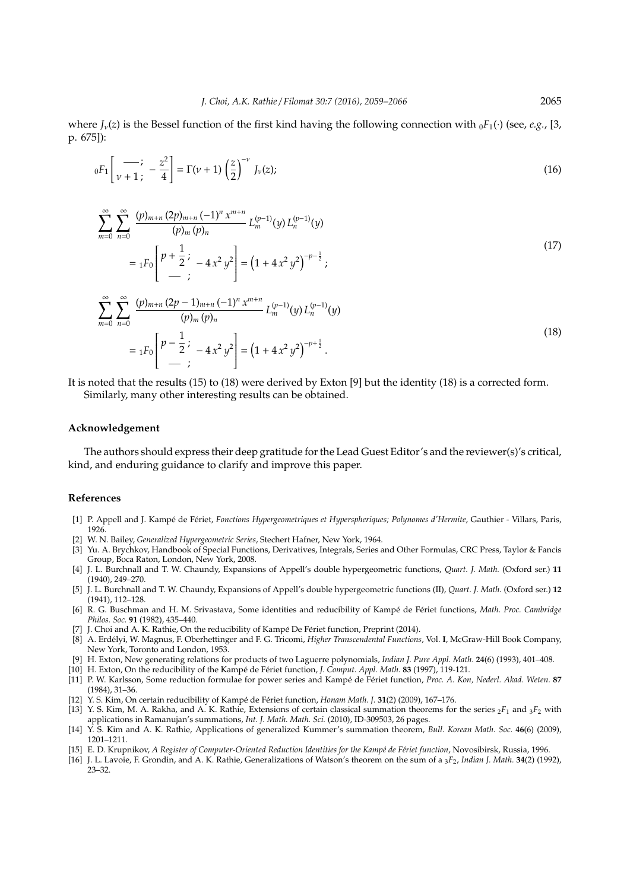where $J_\nu(z)$ is the Bessel function of the first kind having the following connection with ${}_0F_1(\cdot)$ (see, *e.g.*, [3, p. 675]):

$$
{}_0F_1\left[\begin{matrix} \text{---}\,; \\ \nu+1\,; \end{matrix}\; -\frac{z^2}{4}\right] = \Gamma(\nu+1)\left(\frac{z}{2}\right)^{-\nu} J_\nu(z); \tag{16}
$$

$$
\begin{aligned}
&\sum_{m=0}^{\infty}\sum_{n=0}^{\infty} \frac{(p)_{m+n}\,(2p)_{m+n}\,(-1)^n\,x^{m+n}}{(p)_m\,(p)_n}\, L_m^{(p-1)}(y)\, L_n^{(p-1)}(y) \\
&\quad = {}_1F_0\left[\begin{matrix} p+\frac{1}{2}\,; \\ \text{---}\,; \end{matrix}\; -4\,x^2\,y^2\right] = \left(1+4\,x^2\,y^2\right)^{-p-\frac{1}{2}};
\end{aligned} \tag{17}
$$

$$
\begin{aligned}
&\sum_{m=0}^{\infty}\sum_{n=0}^{\infty} \frac{(p)_{m+n}\,(2p-1)_{m+n}\,(-1)^n\,x^{m+n}}{(p)_m\,(p)_n}\, L_m^{(p-1)}(y)\, L_n^{(p-1)}(y) \\
&\quad = {}_1F_0\left[\begin{matrix} p-\frac{1}{2}\,; \\ \text{---}\,; \end{matrix}\; -4\,x^2\,y^2\right] = \left(1+4\,x^2\,y^2\right)^{-p+\frac{1}{2}}.
\end{aligned} \tag{18}
$$

It is noted that the results (15) to (18) were derived by Exton [9] but the identity (18) is a corrected form.

Similarly, many other interesting results can be obtained.

## Acknowledgement

The authors should express their deep gratitude for the Lead Guest Editor's and the reviewer(s)'s critical, kind, and enduring guidance to clarify and improve this paper.

## References

[1] P. Appell and J. Kampé de Fériet, *Fonctions Hypergeometriques et Hyperspheriques; Polynomes d'Hermite*, Gauthier - Villars, Paris, 1926.

[2] W. N. Bailey, *Generalized Hypergeometric Series*, Stechert Hafner, New York, 1964.

[3] Yu. A. Brychkov, Handbook of Special Functions, Derivatives, Integrals, Series and Other Formulas, CRC Press, Taylor & Fancis Group, Boca Raton, London, New York, 2008.

[4] J. L. Burchnall and T. W. Chaundy, Expansions of Appell's double hypergeometric functions, *Quart. J. Math.* (Oxford ser.) **11** (1940), 249–270.

[5] J. L. Burchnall and T. W. Chaundy, Expansions of Appell's double hypergeometric functions (II), *Quart. J. Math.* (Oxford ser.) **12** (1941), 112–128.

[6] R. G. Buschman and H. M. Srivastava, Some identities and reducibility of Kampé de Fériet functions, *Math. Proc. Cambridge Philos. Soc.* **91** (1982), 435–440.

[7] J. Choi and A. K. Rathie, On the reducibility of Kampé De Fériet function, Preprint (2014).

[8] A. Erdélyi, W. Magnus, F. Oberhettinger and F. G. Tricomi, *Higher Transcendental Functions*, Vol. **I**, McGraw-Hill Book Company, New York, Toronto and London, 1953.

[9] H. Exton, New generating relations for products of two Laguerre polynomials, *Indian J. Pure Appl. Math.* **24**(6) (1993), 401–408.

[10] H. Exton, On the reducibility of the Kampé de Fériet function, *J. Comput. Appl. Math.* **83** (1997), 119-121.

[11] P. W. Karlsson, Some reduction formulae for power series and Kampé de Fériet function, *Proc. A. Kon, Nederl. Akad. Weten.* **87** (1984), 31–36.

[12] Y. S. Kim, On certain reducibility of Kampé de Fériet function, *Honam Math. J.* **31**(2) (2009), 167–176.

[13] Y. S. Kim, M. A. Rakha, and A. K. Rathie, Extensions of certain classical summation theorems for the series ${}_2F_1$ and ${}_3F_2$ with applications in Ramanujan's summations, *Int. J. Math. Math. Sci.* (2010), ID-309503, 26 pages.

[14] Y. S. Kim and A. K. Rathie, Applications of generalized Kummer's summation theorem, *Bull. Korean Math. Soc.* **46**(6) (2009), 1201–1211.

[15] E. D. Krupnikov, *A Register of Computer-Oriented Reduction Identities for the Kampé de Fériet function*, Novosibirsk, Russia, 1996.

[16] J. L. Lavoie, F. Grondin, and A. K. Rathie, Generalizations of Watson's theorem on the sum of a ${}_3F_2$, *Indian J. Math.* **34**(2) (1992), 23–32.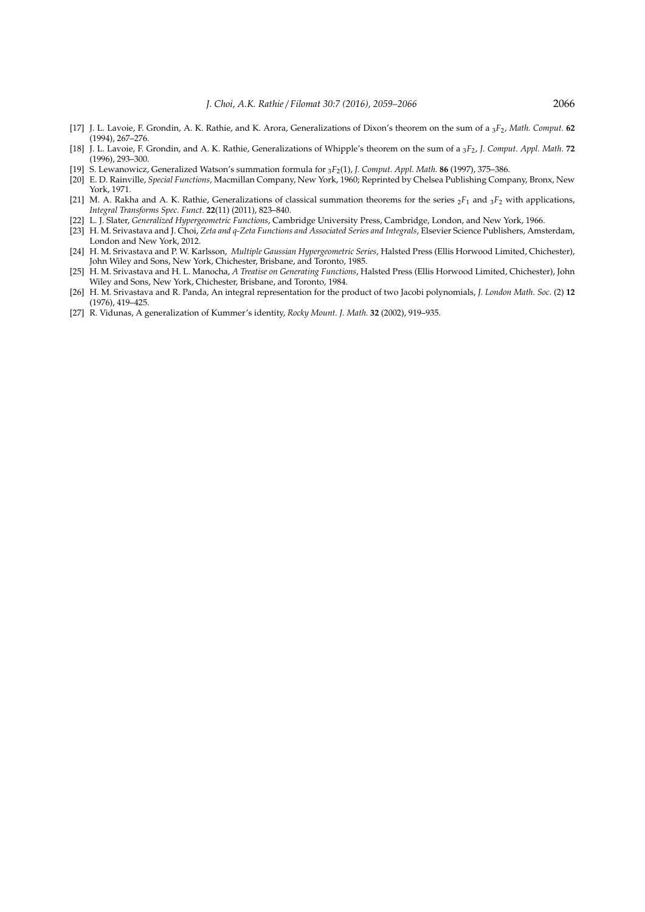[17] J. L. Lavoie, F. Grondin, A. K. Rathie, and K. Arora, Generalizations of Dixon's theorem on the sum of a ${}_3F_2$, *Math. Comput.* **62** (1994), 267–276.

[18] J. L. Lavoie, F. Grondin, and A. K. Rathie, Generalizations of Whipple's theorem on the sum of a ${}_3F_2$, *J. Comput. Appl. Math.* **72** (1996), 293–300.

[19] S. Lewanowicz, Generalized Watson's summation formula for ${}_3F_2(1)$, *J. Comput. Appl. Math.* **86** (1997), 375–386.

[20] E. D. Rainville, *Special Functions*, Macmillan Company, New York, 1960; Reprinted by Chelsea Publishing Company, Bronx, New York, 1971.

[21] M. A. Rakha and A. K. Rathie, Generalizations of classical summation theorems for the series ${}_2F_1$ and ${}_3F_2$ with applications, *Integral Transforms Spec. Funct.* **22**(11) (2011), 823–840.

[22] L. J. Slater, *Generalized Hypergeometric Functions*, Cambridge University Press, Cambridge, London, and New York, 1966.

[23] H. M. Srivastava and J. Choi, *Zeta and q-Zeta Functions and Associated Series and Integrals*, Elsevier Science Publishers, Amsterdam, London and New York, 2012.

[24] H. M. Srivastava and P. W. Karlsson, *Multiple Gaussian Hypergeometric Series*, Halsted Press (Ellis Horwood Limited, Chichester), John Wiley and Sons, New York, Chichester, Brisbane, and Toronto, 1985.

[25] H. M. Srivastava and H. L. Manocha, *A Treatise on Generating Functions*, Halsted Press (Ellis Horwood Limited, Chichester), John Wiley and Sons, New York, Chichester, Brisbane, and Toronto, 1984.

[26] H. M. Srivastava and R. Panda, An integral representation for the product of two Jacobi polynomials, *J. London Math. Soc.* (2) **12** (1976), 419–425.

[27] R. Vidunas, A generalization of Kummer's identity, *Rocky Mount. J. Math.* **32** (2002), 919–935.